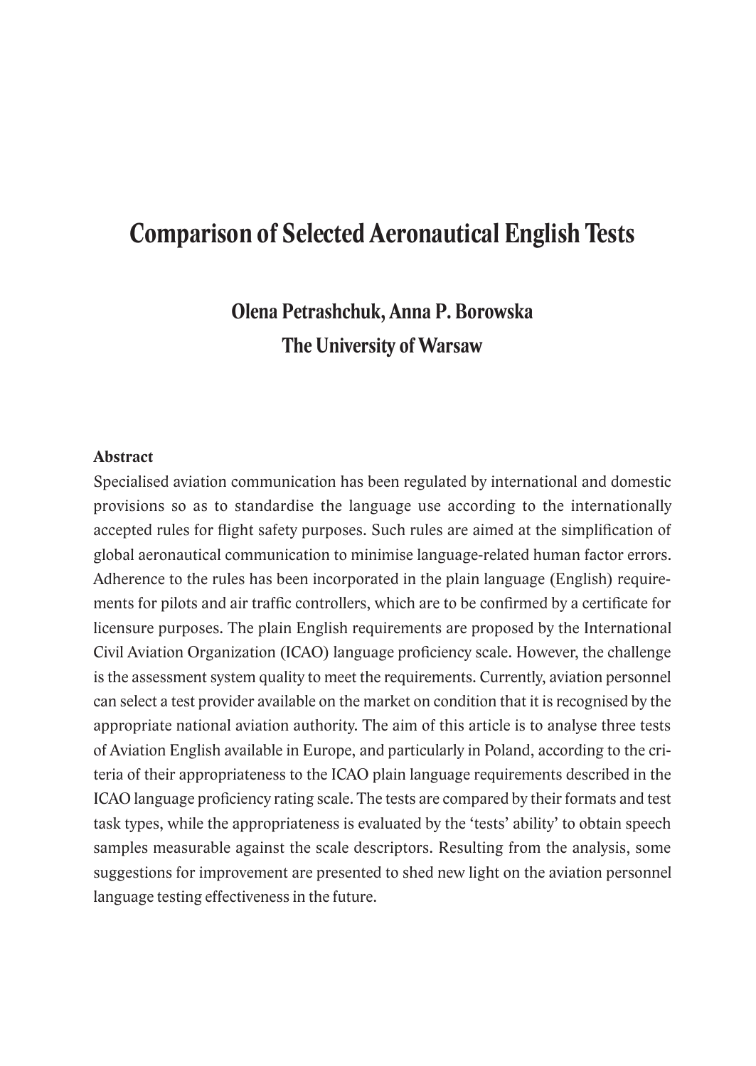# Comparison of Selected Aeronautical English Tests

**Olena Petrashchuk, Anna P. Borowska**
**The University of Warsaw**

**Abstract**

Specialised aviation communication has been regulated by international and domestic provisions so as to standardise the language use according to the internationally accepted rules for flight safety purposes. Such rules are aimed at the simplification of global aeronautical communication to minimise language-related human factor errors. Adherence to the rules has been incorporated in the plain language (English) requirements for pilots and air traffic controllers, which are to be confirmed by a certificate for licensure purposes. The plain English requirements are proposed by the International Civil Aviation Organization (ICAO) language proficiency scale. However, the challenge is the assessment system quality to meet the requirements. Currently, aviation personnel can select a test provider available on the market on condition that it is recognised by the appropriate national aviation authority. The aim of this article is to analyse three tests of Aviation English available in Europe, and particularly in Poland, according to the criteria of their appropriateness to the ICAO plain language requirements described in the ICAO language proficiency rating scale. The tests are compared by their formats and test task types, while the appropriateness is evaluated by the 'tests' ability' to obtain speech samples measurable against the scale descriptors. Resulting from the analysis, some suggestions for improvement are presented to shed new light on the aviation personnel language testing effectiveness in the future.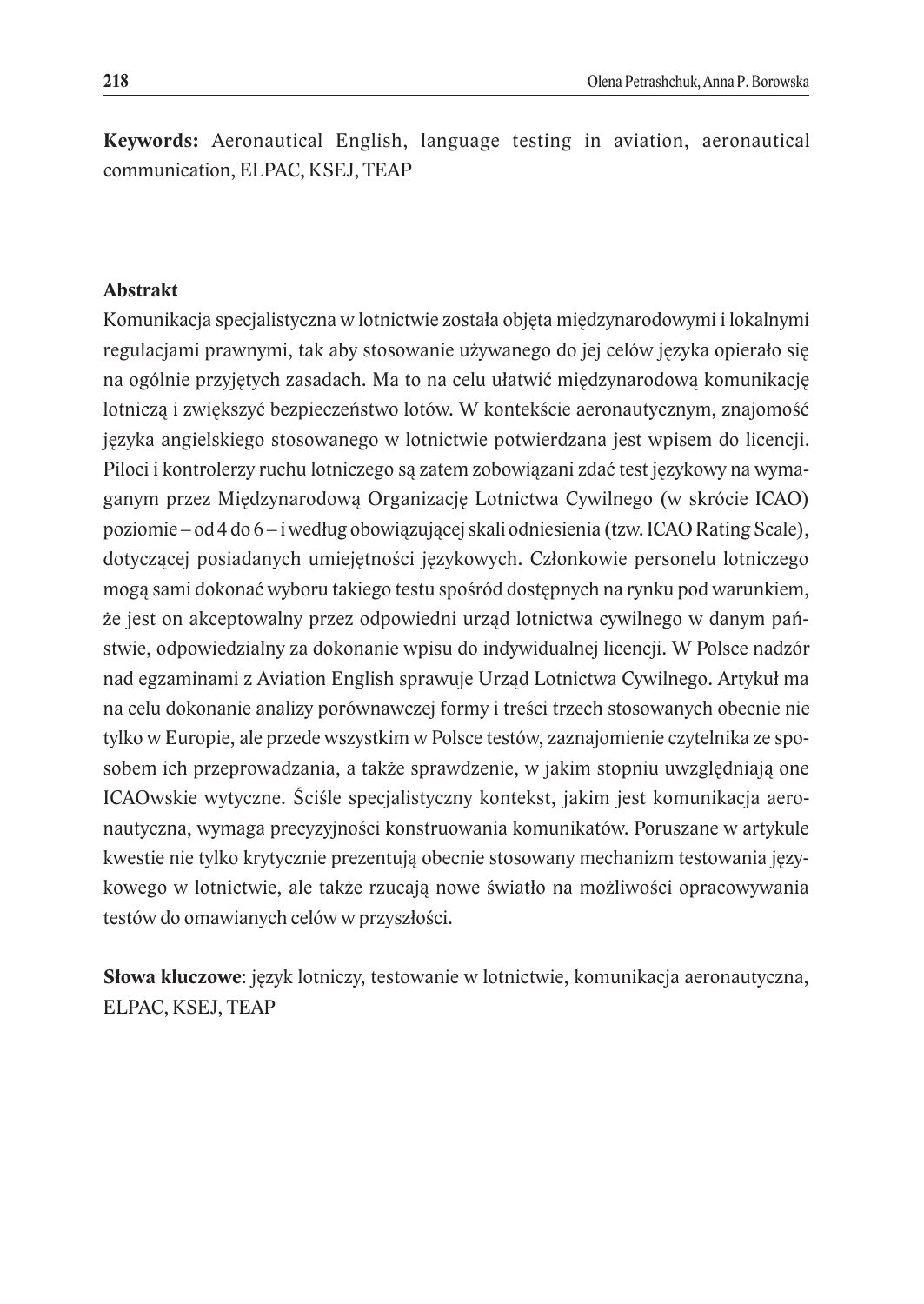**Keywords:** Aeronautical English, language testing in aviation, aeronautical communication, ELPAC, KSEJ, TEAP

**Abstrakt**

Komunikacja specjalistyczna w lotnictwie została objęta międzynarodowymi i lokalnymi regulacjami prawnymi, tak aby stosowanie używanego do jej celów języka opierało się na ogólnie przyjętych zasadach. Ma to na celu ułatwić międzynarodową komunikację lotniczą i zwiększyć bezpieczeństwo lotów. W kontekście aeronautycznym, znajomość języka angielskiego stosowanego w lotnictwie potwierdzana jest wpisem do licencji. Piloci i kontrolerzy ruchu lotniczego są zatem zobowiązani zdać test językowy na wymaganym przez Międzynarodową Organizację Lotnictwa Cywilnego (w skrócie ICAO) poziomie – od 4 do 6 – i według obowiązującej skali odniesienia (tzw. ICAO Rating Scale), dotyczącej posiadanych umiejętności językowych. Członkowie personelu lotniczego mogą sami dokonać wyboru takiego testu spośród dostępnych na rynku pod warunkiem, że jest on akceptowalny przez odpowiedni urząd lotnictwa cywilnego w danym państwie, odpowiedzialny za dokonanie wpisu do indywidualnej licencji. W Polsce nadzór nad egzaminami z Aviation English sprawuje Urząd Lotnictwa Cywilnego. Artykuł ma na celu dokonanie analizy porównawczej formy i treści trzech stosowanych obecnie nie tylko w Europie, ale przede wszystkim w Polsce testów, zaznajomienie czytelnika ze sposobem ich przeprowadzania, a także sprawdzenie, w jakim stopniu uwzględniają one ICAOwskie wytyczne. Ściśle specjalistyczny kontekst, jakim jest komunikacja aeronautyczna, wymaga precyzyjności konstruowania komunikatów. Poruszane w artykule kwestie nie tylko krytycznie prezentują obecnie stosowany mechanizm testowania językowego w lotnictwie, ale także rzucają nowe światło na możliwości opracowywania testów do omawianych celów w przyszłości.

**Słowa kluczowe**: język lotniczy, testowanie w lotnictwie, komunikacja aeronautyczna, ELPAC, KSEJ, TEAP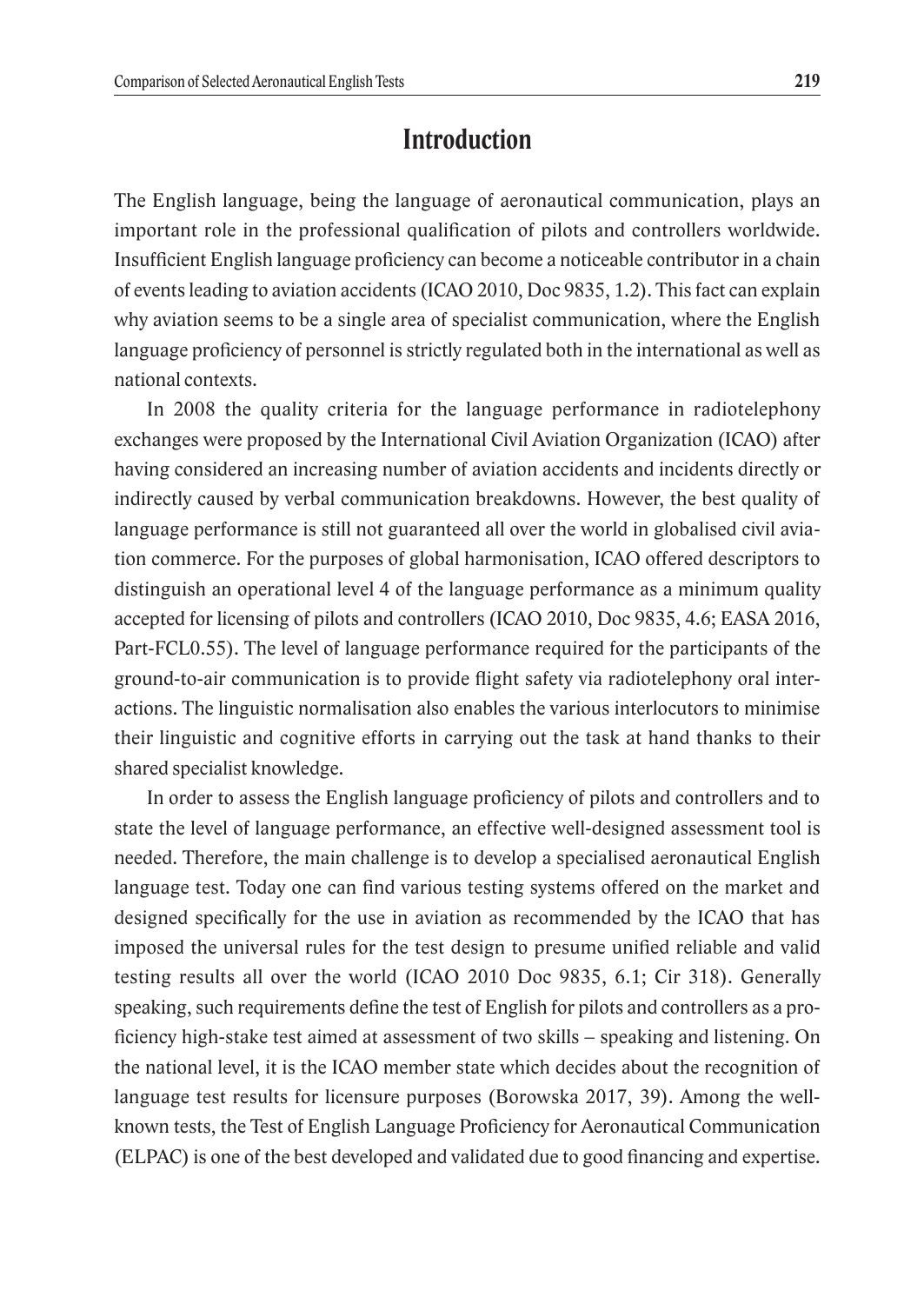# Introduction

The English language, being the language of aeronautical communication, plays an important role in the professional qualification of pilots and controllers worldwide. Insufficient English language proficiency can become a noticeable contributor in a chain of events leading to aviation accidents (ICAO 2010, Doc 9835, 1.2). This fact can explain why aviation seems to be a single area of specialist communication, where the English language proficiency of personnel is strictly regulated both in the international as well as national contexts.

In 2008 the quality criteria for the language performance in radiotelephony exchanges were proposed by the International Civil Aviation Organization (ICAO) after having considered an increasing number of aviation accidents and incidents directly or indirectly caused by verbal communication breakdowns. However, the best quality of language performance is still not guaranteed all over the world in globalised civil aviation commerce. For the purposes of global harmonisation, ICAO offered descriptors to distinguish an operational level 4 of the language performance as a minimum quality accepted for licensing of pilots and controllers (ICAO 2010, Doc 9835, 4.6; EASA 2016, Part-FCL0.55). The level of language performance required for the participants of the ground-to-air communication is to provide flight safety via radiotelephony oral interactions. The linguistic normalisation also enables the various interlocutors to minimise their linguistic and cognitive efforts in carrying out the task at hand thanks to their shared specialist knowledge.

In order to assess the English language proficiency of pilots and controllers and to state the level of language performance, an effective well-designed assessment tool is needed. Therefore, the main challenge is to develop a specialised aeronautical English language test. Today one can find various testing systems offered on the market and designed specifically for the use in aviation as recommended by the ICAO that has imposed the universal rules for the test design to presume unified reliable and valid testing results all over the world (ICAO 2010 Doc 9835, 6.1; Cir 318). Generally speaking, such requirements define the test of English for pilots and controllers as a proficiency high-stake test aimed at assessment of two skills – speaking and listening. On the national level, it is the ICAO member state which decides about the recognition of language test results for licensure purposes (Borowska 2017, 39). Among the well-known tests, the Test of English Language Proficiency for Aeronautical Communication (ELPAC) is one of the best developed and validated due to good financing and expertise.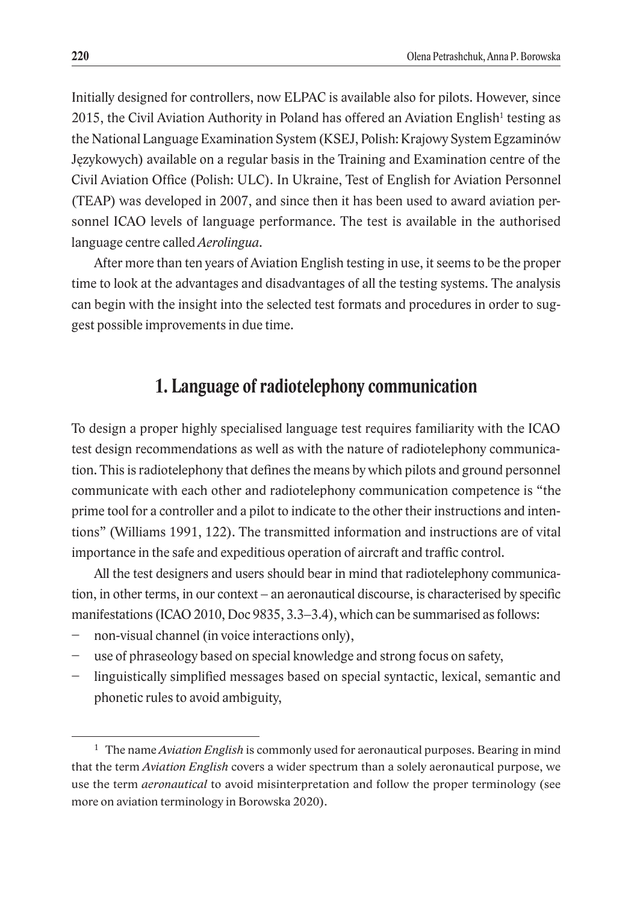Initially designed for controllers, now ELPAC is available also for pilots. However, since 2015, the Civil Aviation Authority in Poland has offered an Aviation English[1] testing as the National Language Examination System (KSEJ, Polish: Krajowy System Egzaminów Językowych) available on a regular basis in the Training and Examination centre of the Civil Aviation Office (Polish: ULC). In Ukraine, Test of English for Aviation Personnel (TEAP) was developed in 2007, and since then it has been used to award aviation personnel ICAO levels of language performance. The test is available in the authorised language centre called *Aerolingua*.

After more than ten years of Aviation English testing in use, it seems to be the proper time to look at the advantages and disadvantages of all the testing systems. The analysis can begin with the insight into the selected test formats and procedures in order to suggest possible improvements in due time.

## 1. Language of radiotelephony communication

To design a proper highly specialised language test requires familiarity with the ICAO test design recommendations as well as with the nature of radiotelephony communication. This is radiotelephony that defines the means by which pilots and ground personnel communicate with each other and radiotelephony communication competence is "the prime tool for a controller and a pilot to indicate to the other their instructions and intentions" (Williams 1991, 122). The transmitted information and instructions are of vital importance in the safe and expeditious operation of aircraft and traffic control.

All the test designers and users should bear in mind that radiotelephony communication, in other terms, in our context – an aeronautical discourse, is characterised by specific manifestations (ICAO 2010, Doc 9835, 3.3–3.4), which can be summarised as follows:

- non-visual channel (in voice interactions only),
- use of phraseology based on special knowledge and strong focus on safety,
- linguistically simplified messages based on special syntactic, lexical, semantic and phonetic rules to avoid ambiguity,

---

[1] The name *Aviation English* is commonly used for aeronautical purposes. Bearing in mind that the term *Aviation English* covers a wider spectrum than a solely aeronautical purpose, we use the term *aeronautical* to avoid misinterpretation and follow the proper terminology (see more on aviation terminology in Borowska 2020).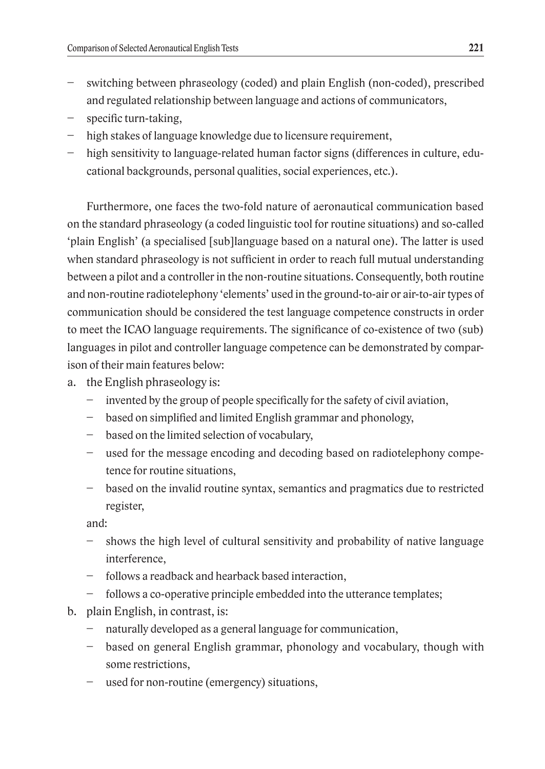- switching between phraseology (coded) and plain English (non-coded), prescribed and regulated relationship between language and actions of communicators,
- specific turn-taking,
- high stakes of language knowledge due to licensure requirement,
- high sensitivity to language-related human factor signs (differences in culture, educational backgrounds, personal qualities, social experiences, etc.).

Furthermore, one faces the two-fold nature of aeronautical communication based on the standard phraseology (a coded linguistic tool for routine situations) and so-called 'plain English' (a specialised [sub]language based on a natural one). The latter is used when standard phraseology is not sufficient in order to reach full mutual understanding between a pilot and a controller in the non-routine situations. Consequently, both routine and non-routine radiotelephony 'elements' used in the ground-to-air or air-to-air types of communication should be considered the test language competence constructs in order to meet the ICAO language requirements. The significance of co-existence of two (sub) languages in pilot and controller language competence can be demonstrated by comparison of their main features below:

a. the English phraseology is:
   - invented by the group of people specifically for the safety of civil aviation,
   - based on simplified and limited English grammar and phonology,
   - based on the limited selection of vocabulary,
   - used for the message encoding and decoding based on radiotelephony competence for routine situations,
   - based on the invalid routine syntax, semantics and pragmatics due to restricted register,

   and:
   - shows the high level of cultural sensitivity and probability of native language interference,
   - follows a readback and hearback based interaction,
   - follows a co-operative principle embedded into the utterance templates;
b. plain English, in contrast, is:
   - naturally developed as a general language for communication,
   - based on general English grammar, phonology and vocabulary, though with some restrictions,
   - used for non-routine (emergency) situations,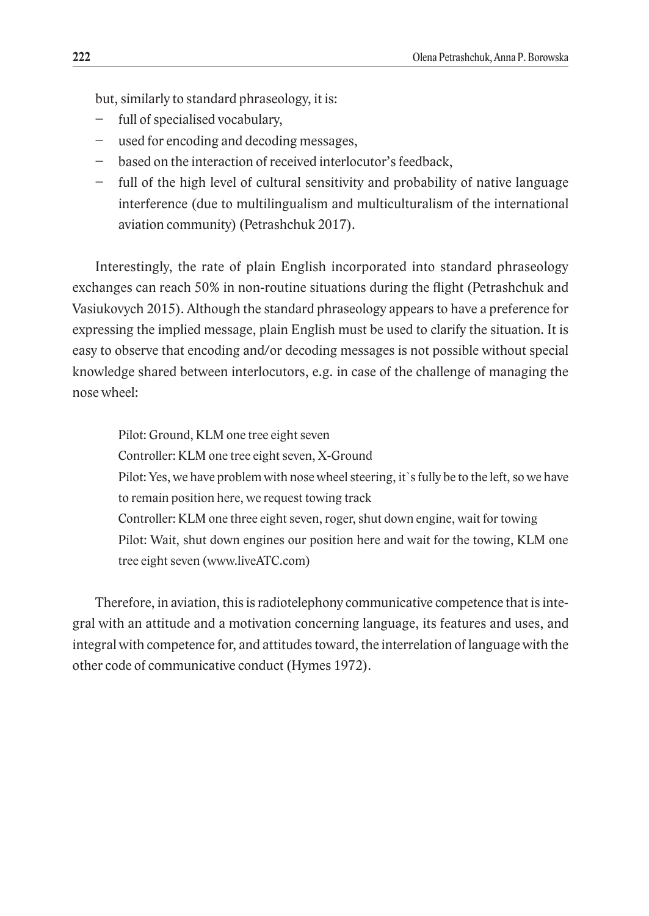but, similarly to standard phraseology, it is:

- full of specialised vocabulary,
- used for encoding and decoding messages,
- based on the interaction of received interlocutor's feedback,
- full of the high level of cultural sensitivity and probability of native language interference (due to multilingualism and multiculturalism of the international aviation community) (Petrashchuk 2017).

Interestingly, the rate of plain English incorporated into standard phraseology exchanges can reach 50% in non-routine situations during the flight (Petrashchuk and Vasiukovych 2015). Although the standard phraseology appears to have a preference for expressing the implied message, plain English must be used to clarify the situation. It is easy to observe that encoding and/or decoding messages is not possible without special knowledge shared between interlocutors, e.g. in case of the challenge of managing the nose wheel:

> Pilot: Ground, KLM one tree eight seven
>
> Controller: KLM one tree eight seven, X-Ground
>
> Pilot: Yes, we have problem with nose wheel steering, it`s fully be to the left, so we have to remain position here, we request towing track
>
> Controller: KLM one three eight seven, roger, shut down engine, wait for towing
>
> Pilot: Wait, shut down engines our position here and wait for the towing, KLM one tree eight seven (www.liveATC.com)

Therefore, in aviation, this is radiotelephony communicative competence that is integral with an attitude and a motivation concerning language, its features and uses, and integral with competence for, and attitudes toward, the interrelation of language with the other code of communicative conduct (Hymes 1972).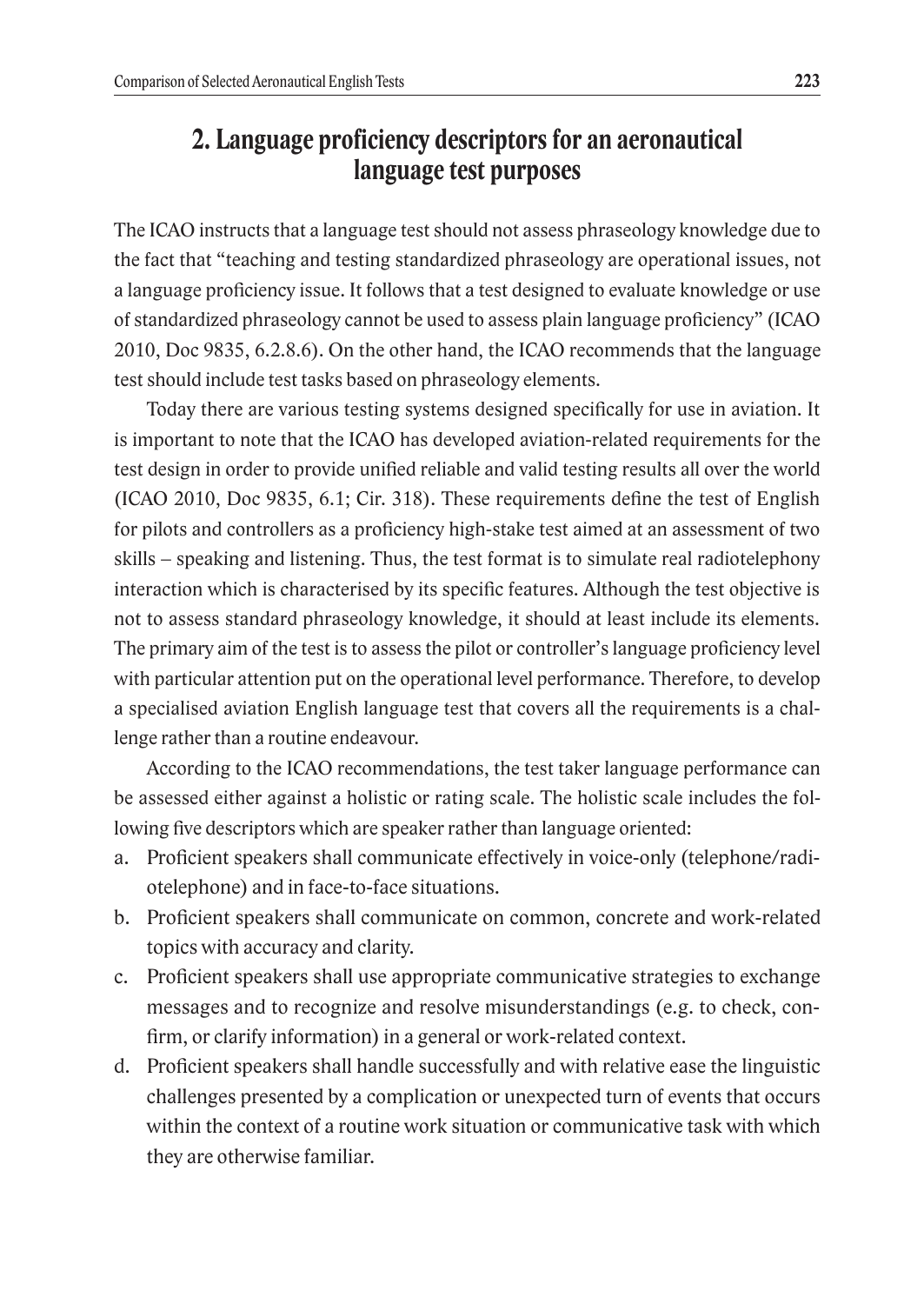## 2. Language proficiency descriptors for an aeronautical language test purposes

The ICAO instructs that a language test should not assess phraseology knowledge due to the fact that "teaching and testing standardized phraseology are operational issues, not a language proficiency issue. It follows that a test designed to evaluate knowledge or use of standardized phraseology cannot be used to assess plain language proficiency" (ICAO 2010, Doc 9835, 6.2.8.6). On the other hand, the ICAO recommends that the language test should include test tasks based on phraseology elements.

Today there are various testing systems designed specifically for use in aviation. It is important to note that the ICAO has developed aviation-related requirements for the test design in order to provide unified reliable and valid testing results all over the world (ICAO 2010, Doc 9835, 6.1; Cir. 318). These requirements define the test of English for pilots and controllers as a proficiency high-stake test aimed at an assessment of two skills – speaking and listening. Thus, the test format is to simulate real radiotelephony interaction which is characterised by its specific features. Although the test objective is not to assess standard phraseology knowledge, it should at least include its elements. The primary aim of the test is to assess the pilot or controller's language proficiency level with particular attention put on the operational level performance. Therefore, to develop a specialised aviation English language test that covers all the requirements is a challenge rather than a routine endeavour.

According to the ICAO recommendations, the test taker language performance can be assessed either against a holistic or rating scale. The holistic scale includes the following five descriptors which are speaker rather than language oriented:

a. Proficient speakers shall communicate effectively in voice-only (telephone/radiotelephone) and in face-to-face situations.
b. Proficient speakers shall communicate on common, concrete and work-related topics with accuracy and clarity.
c. Proficient speakers shall use appropriate communicative strategies to exchange messages and to recognize and resolve misunderstandings (e.g. to check, confirm, or clarify information) in a general or work-related context.
d. Proficient speakers shall handle successfully and with relative ease the linguistic challenges presented by a complication or unexpected turn of events that occurs within the context of a routine work situation or communicative task with which they are otherwise familiar.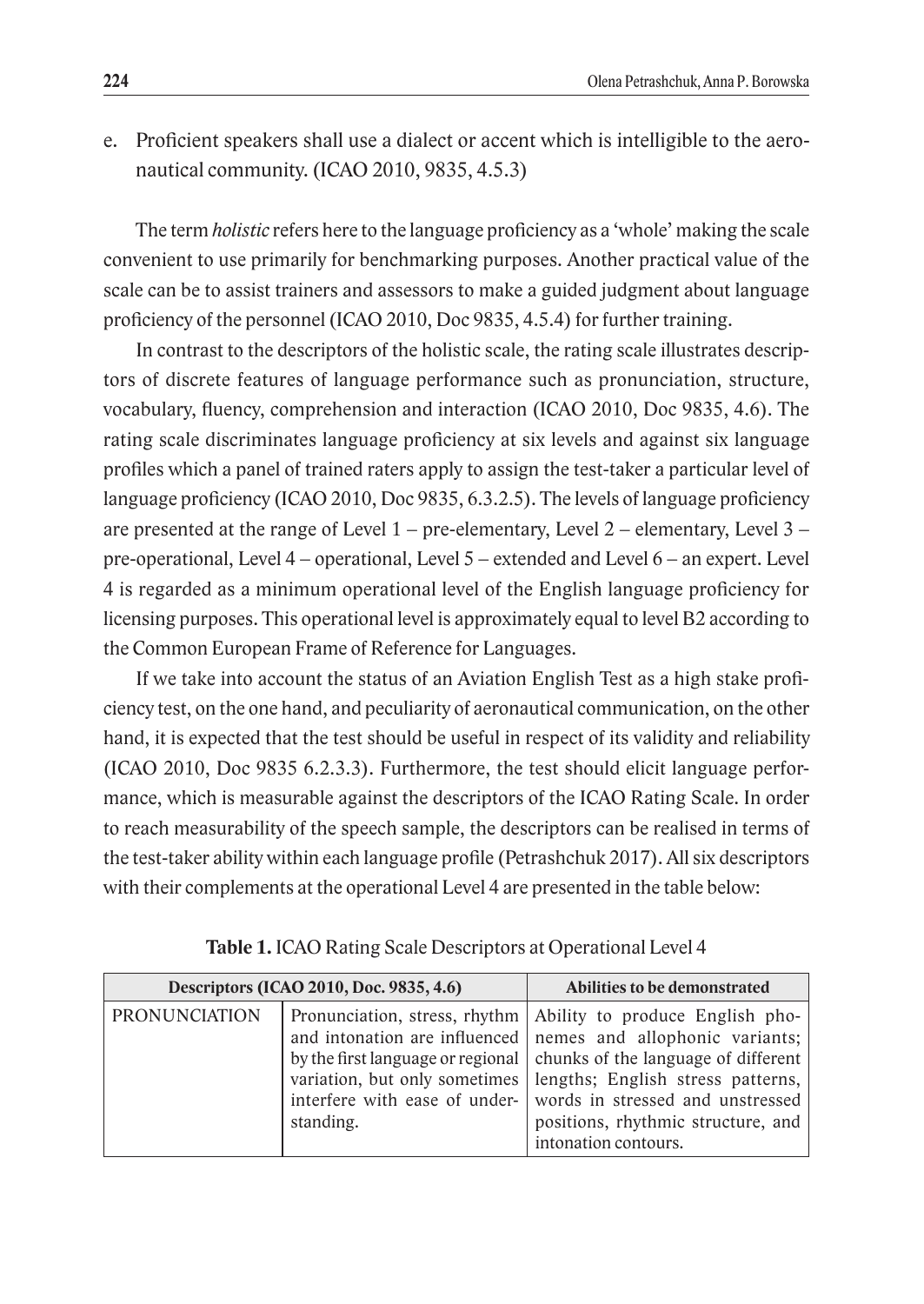e. Proficient speakers shall use a dialect or accent which is intelligible to the aeronautical community. (ICAO 2010, 9835, 4.5.3)

The term *holistic* refers here to the language proficiency as a 'whole' making the scale convenient to use primarily for benchmarking purposes. Another practical value of the scale can be to assist trainers and assessors to make a guided judgment about language proficiency of the personnel (ICAO 2010, Doc 9835, 4.5.4) for further training.

In contrast to the descriptors of the holistic scale, the rating scale illustrates descriptors of discrete features of language performance such as pronunciation, structure, vocabulary, fluency, comprehension and interaction (ICAO 2010, Doc 9835, 4.6). The rating scale discriminates language proficiency at six levels and against six language profiles which a panel of trained raters apply to assign the test-taker a particular level of language proficiency (ICAO 2010, Doc 9835, 6.3.2.5). The levels of language proficiency are presented at the range of Level 1 – pre-elementary, Level 2 – elementary, Level 3 – pre-operational, Level 4 – operational, Level 5 – extended and Level 6 – an expert. Level 4 is regarded as a minimum operational level of the English language proficiency for licensing purposes. This operational level is approximately equal to level B2 according to the Common European Frame of Reference for Languages.

If we take into account the status of an Aviation English Test as a high stake proficiency test, on the one hand, and peculiarity of aeronautical communication, on the other hand, it is expected that the test should be useful in respect of its validity and reliability (ICAO 2010, Doc 9835 6.2.3.3). Furthermore, the test should elicit language performance, which is measurable against the descriptors of the ICAO Rating Scale. In order to reach measurability of the speech sample, the descriptors can be realised in terms of the test-taker ability within each language profile (Petrashchuk 2017). All six descriptors with their complements at the operational Level 4 are presented in the table below:

**Table 1.** ICAO Rating Scale Descriptors at Operational Level 4

| Descriptors (ICAO 2010, Doc. 9835, 4.6) | | Abilities to be demonstrated |
|---|---|---|
| PRONUNCIATION | Pronunciation, stress, rhythm and intonation are influenced by the first language or regional variation, but only sometimes interfere with ease of understanding. | Ability to produce English phonemes and allophonic variants; chunks of the language of different lengths; English stress patterns, words in stressed and unstressed positions, rhythmic structure, and intonation contours. |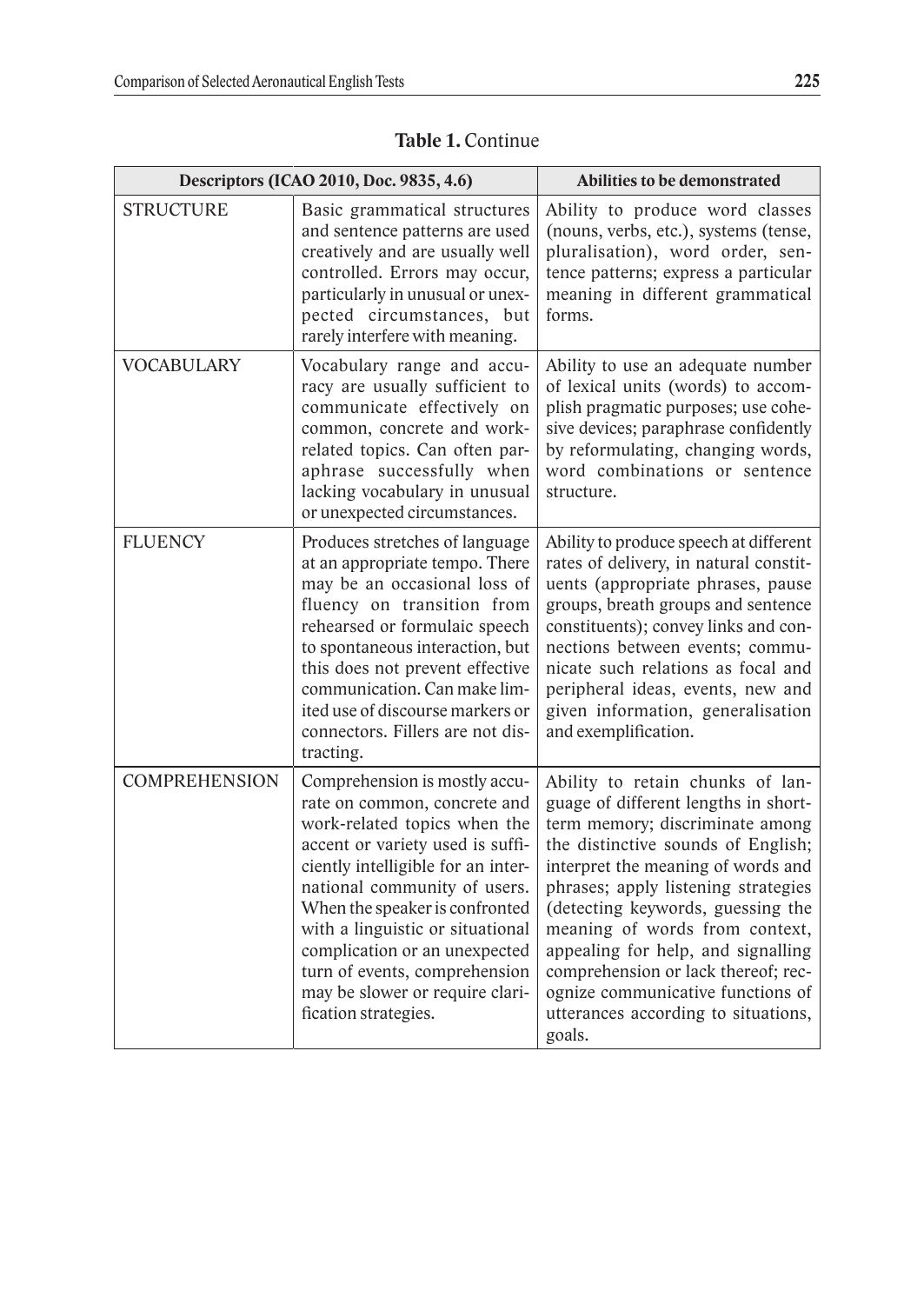**Table 1.** Continue

| Descriptors (ICAO 2010, Doc. 9835, 4.6) | | Abilities to be demonstrated |
|---|---|---|
| STRUCTURE | Basic grammatical structures and sentence patterns are used creatively and are usually well controlled. Errors may occur, particularly in unusual or unexpected circumstances, but rarely interfere with meaning. | Ability to produce word classes (nouns, verbs, etc.), systems (tense, pluralisation), word order, sentence patterns; express a particular meaning in different grammatical forms. |
| VOCABULARY | Vocabulary range and accuracy are usually sufficient to communicate effectively on common, concrete and work-related topics. Can often paraphrase successfully when lacking vocabulary in unusual or unexpected circumstances. | Ability to use an adequate number of lexical units (words) to accomplish pragmatic purposes; use cohesive devices; paraphrase confidently by reformulating, changing words, word combinations or sentence structure. |
| FLUENCY | Produces stretches of language at an appropriate tempo. There may be an occasional loss of fluency on transition from rehearsed or formulaic speech to spontaneous interaction, but this does not prevent effective communication. Can make limited use of discourse markers or connectors. Fillers are not distracting. | Ability to produce speech at different rates of delivery, in natural constituents (appropriate phrases, pause groups, breath groups and sentence constituents); convey links and connections between events; communicate such relations as focal and peripheral ideas, events, new and given information, generalisation and exemplification. |
| COMPREHENSION | Comprehension is mostly accurate on common, concrete and work-related topics when the accent or variety used is sufficiently intelligible for an international community of users. When the speaker is confronted with a linguistic or situational complication or an unexpected turn of events, comprehension may be slower or require clarification strategies. | Ability to retain chunks of language of different lengths in short-term memory; discriminate among the distinctive sounds of English; interpret the meaning of words and phrases; apply listening strategies (detecting keywords, guessing the meaning of words from context, appealing for help, and signalling comprehension or lack thereof; recognize communicative functions of utterances according to situations, goals. |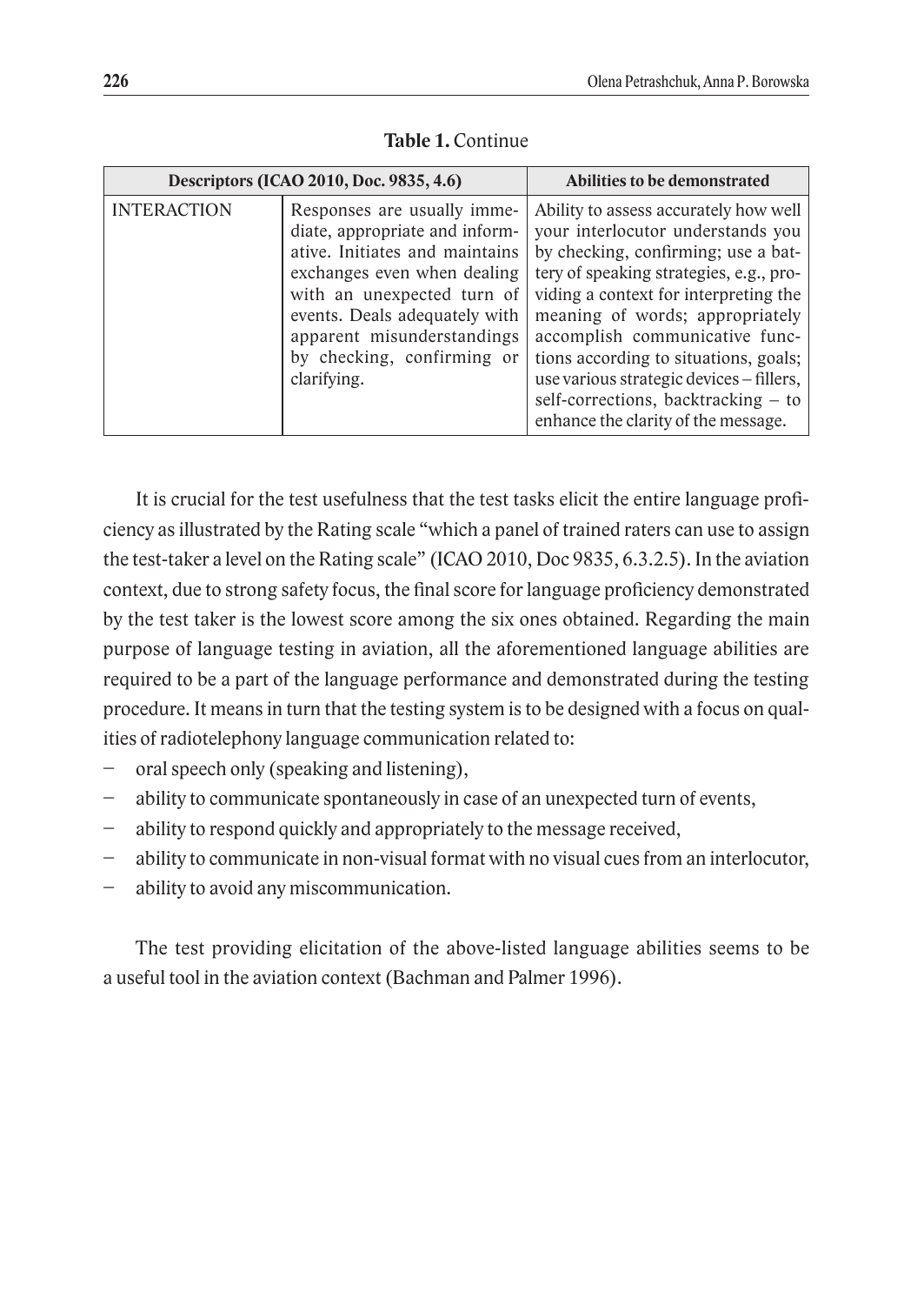**Table 1.** Continue

| Descriptors (ICAO 2010, Doc. 9835, 4.6) | | Abilities to be demonstrated |
|---|---|---|
| INTERACTION | Responses are usually immediate, appropriate and informative. Initiates and maintains exchanges even when dealing with an unexpected turn of events. Deals adequately with apparent misunderstandings by checking, confirming or clarifying. | Ability to assess accurately how well your interlocutor understands you by checking, confirming; use a battery of speaking strategies, e.g., providing a context for interpreting the meaning of words; appropriately accomplish communicative functions according to situations, goals; use various strategic devices – fillers, self-corrections, backtracking – to enhance the clarity of the message. |

It is crucial for the test usefulness that the test tasks elicit the entire language proficiency as illustrated by the Rating scale "which a panel of trained raters can use to assign the test-taker a level on the Rating scale" (ICAO 2010, Doc 9835, 6.3.2.5). In the aviation context, due to strong safety focus, the final score for language proficiency demonstrated by the test taker is the lowest score among the six ones obtained. Regarding the main purpose of language testing in aviation, all the aforementioned language abilities are required to be a part of the language performance and demonstrated during the testing procedure. It means in turn that the testing system is to be designed with a focus on qualities of radiotelephony language communication related to:

- oral speech only (speaking and listening),
- ability to communicate spontaneously in case of an unexpected turn of events,
- ability to respond quickly and appropriately to the message received,
- ability to communicate in non-visual format with no visual cues from an interlocutor,
- ability to avoid any miscommunication.

The test providing elicitation of the above-listed language abilities seems to be a useful tool in the aviation context (Bachman and Palmer 1996).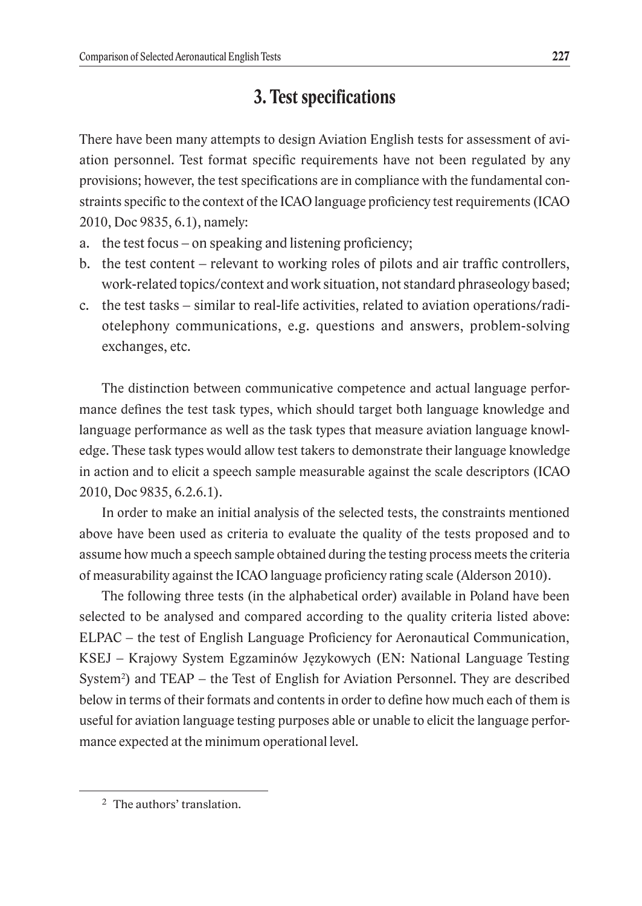## 3. Test specifications

There have been many attempts to design Aviation English tests for assessment of aviation personnel. Test format specific requirements have not been regulated by any provisions; however, the test specifications are in compliance with the fundamental constraints specific to the context of the ICAO language proficiency test requirements (ICAO 2010, Doc 9835, 6.1), namely:

a. the test focus – on speaking and listening proficiency;
b. the test content – relevant to working roles of pilots and air traffic controllers, work-related topics/context and work situation, not standard phraseology based;
c. the test tasks – similar to real-life activities, related to aviation operations/radiotelephony communications, e.g. questions and answers, problem-solving exchanges, etc.

The distinction between communicative competence and actual language performance defines the test task types, which should target both language knowledge and language performance as well as the task types that measure aviation language knowledge. These task types would allow test takers to demonstrate their language knowledge in action and to elicit a speech sample measurable against the scale descriptors (ICAO 2010, Doc 9835, 6.2.6.1).

In order to make an initial analysis of the selected tests, the constraints mentioned above have been used as criteria to evaluate the quality of the tests proposed and to assume how much a speech sample obtained during the testing process meets the criteria of measurability against the ICAO language proficiency rating scale (Alderson 2010).

The following three tests (in the alphabetical order) available in Poland have been selected to be analysed and compared according to the quality criteria listed above: ELPAC – the test of English Language Proficiency for Aeronautical Communication, KSEJ – Krajowy System Egzaminów Językowych (EN: National Language Testing System[2]) and TEAP – the Test of English for Aviation Personnel. They are described below in terms of their formats and contents in order to define how much each of them is useful for aviation language testing purposes able or unable to elicit the language performance expected at the minimum operational level.

[2] The authors' translation.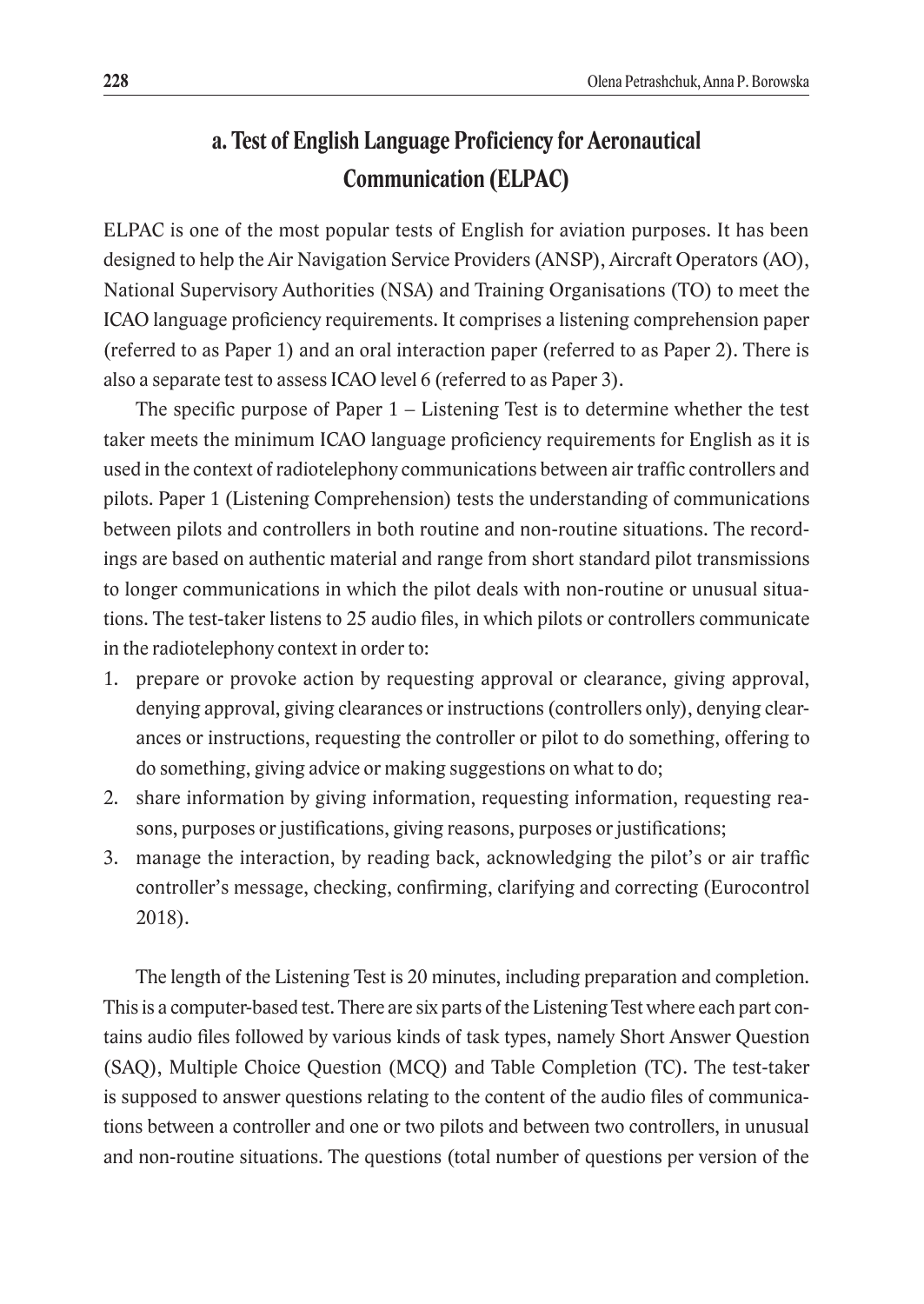## a. Test of English Language Proficiency for Aeronautical Communication (ELPAC)

ELPAC is one of the most popular tests of English for aviation purposes. It has been designed to help the Air Navigation Service Providers (ANSP), Aircraft Operators (AO), National Supervisory Authorities (NSA) and Training Organisations (TO) to meet the ICAO language proficiency requirements. It comprises a listening comprehension paper (referred to as Paper 1) and an oral interaction paper (referred to as Paper 2). There is also a separate test to assess ICAO level 6 (referred to as Paper 3).

The specific purpose of Paper 1 – Listening Test is to determine whether the test taker meets the minimum ICAO language proficiency requirements for English as it is used in the context of radiotelephony communications between air traffic controllers and pilots. Paper 1 (Listening Comprehension) tests the understanding of communications between pilots and controllers in both routine and non-routine situations. The recordings are based on authentic material and range from short standard pilot transmissions to longer communications in which the pilot deals with non-routine or unusual situations. The test-taker listens to 25 audio files, in which pilots or controllers communicate in the radiotelephony context in order to:

1. prepare or provoke action by requesting approval or clearance, giving approval, denying approval, giving clearances or instructions (controllers only), denying clearances or instructions, requesting the controller or pilot to do something, offering to do something, giving advice or making suggestions on what to do;
2. share information by giving information, requesting information, requesting reasons, purposes or justifications, giving reasons, purposes or justifications;
3. manage the interaction, by reading back, acknowledging the pilot's or air traffic controller's message, checking, confirming, clarifying and correcting (Eurocontrol 2018).

The length of the Listening Test is 20 minutes, including preparation and completion. This is a computer-based test. There are six parts of the Listening Test where each part contains audio files followed by various kinds of task types, namely Short Answer Question (SAQ), Multiple Choice Question (MCQ) and Table Completion (TC). The test-taker is supposed to answer questions relating to the content of the audio files of communications between a controller and one or two pilots and between two controllers, in unusual and non-routine situations. The questions (total number of questions per version of the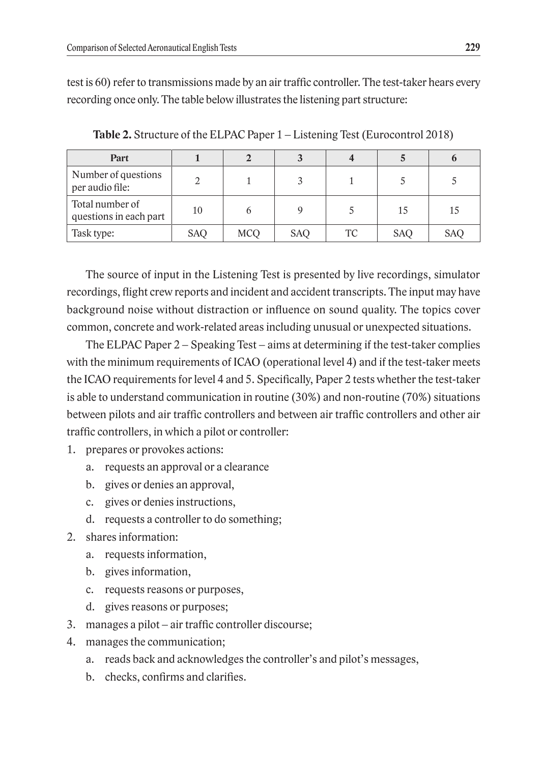test is 60) refer to transmissions made by an air traffic controller. The test-taker hears every recording once only. The table below illustrates the listening part structure:

**Table 2.** Structure of the ELPAC Paper 1 – Listening Test (Eurocontrol 2018)

| Part | 1 | 2 | 3 | 4 | 5 | 6 |
|---|---|---|---|---|---|---|
| Number of questions per audio file: | 2 | 1 | 3 | 1 | 5 | 5 |
| Total number of questions in each part | 10 | 6 | 9 | 5 | 15 | 15 |
| Task type: | SAQ | MCQ | SAQ | TC | SAQ | SAQ |

The source of input in the Listening Test is presented by live recordings, simulator recordings, flight crew reports and incident and accident transcripts. The input may have background noise without distraction or influence on sound quality. The topics cover common, concrete and work-related areas including unusual or unexpected situations.

The ELPAC Paper 2 – Speaking Test – aims at determining if the test-taker complies with the minimum requirements of ICAO (operational level 4) and if the test-taker meets the ICAO requirements for level 4 and 5. Specifically, Paper 2 tests whether the test-taker is able to understand communication in routine (30%) and non-routine (70%) situations between pilots and air traffic controllers and between air traffic controllers and other air traffic controllers, in which a pilot or controller:

1. prepares or provokes actions:
   a. requests an approval or a clearance
   b. gives or denies an approval,
   c. gives or denies instructions,
   d. requests a controller to do something;
2. shares information:
   a. requests information,
   b. gives information,
   c. requests reasons or purposes,
   d. gives reasons or purposes;
3. manages a pilot – air traffic controller discourse;
4. manages the communication;
   a. reads back and acknowledges the controller's and pilot's messages,
   b. checks, confirms and clarifies.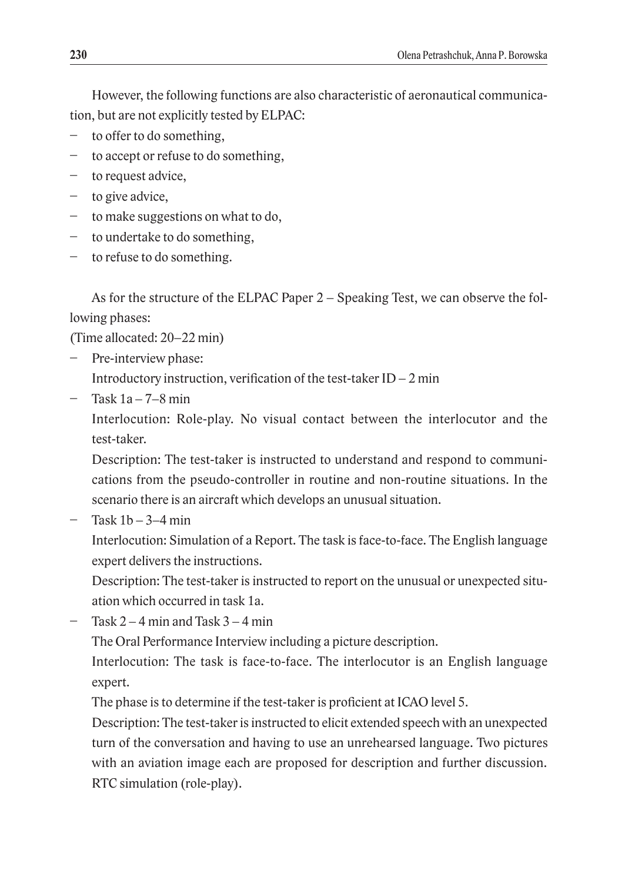However, the following functions are also characteristic of aeronautical communication, but are not explicitly tested by ELPAC:

- to offer to do something,
- to accept or refuse to do something,
- to request advice,
- to give advice,
- to make suggestions on what to do,
- to undertake to do something,
- to refuse to do something.

As for the structure of the ELPAC Paper 2 – Speaking Test, we can observe the following phases:

(Time allocated: 20–22 min)

- Pre-interview phase:

  Introductory instruction, verification of the test-taker ID – 2 min
- Task 1a – 7–8 min

  Interlocution: Role-play. No visual contact between the interlocutor and the test-taker.

  Description: The test-taker is instructed to understand and respond to communications from the pseudo-controller in routine and non-routine situations. In the scenario there is an aircraft which develops an unusual situation.
- Task 1b – 3–4 min

  Interlocution: Simulation of a Report. The task is face-to-face. The English language expert delivers the instructions.

  Description: The test-taker is instructed to report on the unusual or unexpected situation which occurred in task 1a.
- Task 2 – 4 min and Task 3 – 4 min

  The Oral Performance Interview including a picture description.

  Interlocution: The task is face-to-face. The interlocutor is an English language expert.

  The phase is to determine if the test-taker is proficient at ICAO level 5.

  Description: The test-taker is instructed to elicit extended speech with an unexpected turn of the conversation and having to use an unrehearsed language. Two pictures with an aviation image each are proposed for description and further discussion. RTC simulation (role-play).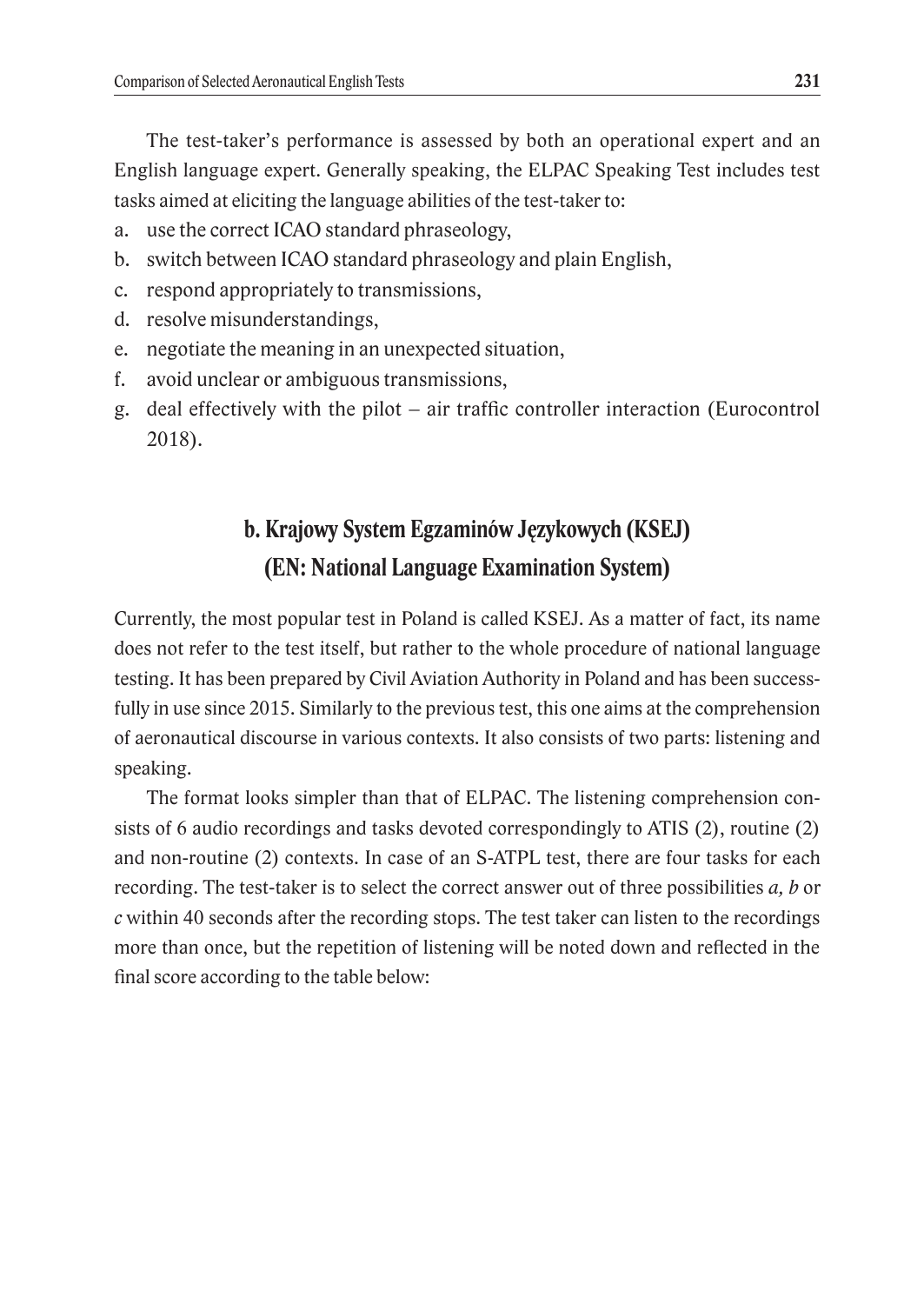The test-taker's performance is assessed by both an operational expert and an English language expert. Generally speaking, the ELPAC Speaking Test includes test tasks aimed at eliciting the language abilities of the test-taker to:

a. use the correct ICAO standard phraseology,
b. switch between ICAO standard phraseology and plain English,
c. respond appropriately to transmissions,
d. resolve misunderstandings,
e. negotiate the meaning in an unexpected situation,
f. avoid unclear or ambiguous transmissions,
g. deal effectively with the pilot – air traffic controller interaction (Eurocontrol 2018).

## b. Krajowy System Egzaminów Językowych (KSEJ) (EN: National Language Examination System)

Currently, the most popular test in Poland is called KSEJ. As a matter of fact, its name does not refer to the test itself, but rather to the whole procedure of national language testing. It has been prepared by Civil Aviation Authority in Poland and has been successfully in use since 2015. Similarly to the previous test, this one aims at the comprehension of aeronautical discourse in various contexts. It also consists of two parts: listening and speaking.

The format looks simpler than that of ELPAC. The listening comprehension consists of 6 audio recordings and tasks devoted correspondingly to ATIS (2), routine (2) and non-routine (2) contexts. In case of an S-ATPL test, there are four tasks for each recording. The test-taker is to select the correct answer out of three possibilities *a, b* or *c* within 40 seconds after the recording stops. The test taker can listen to the recordings more than once, but the repetition of listening will be noted down and reflected in the final score according to the table below: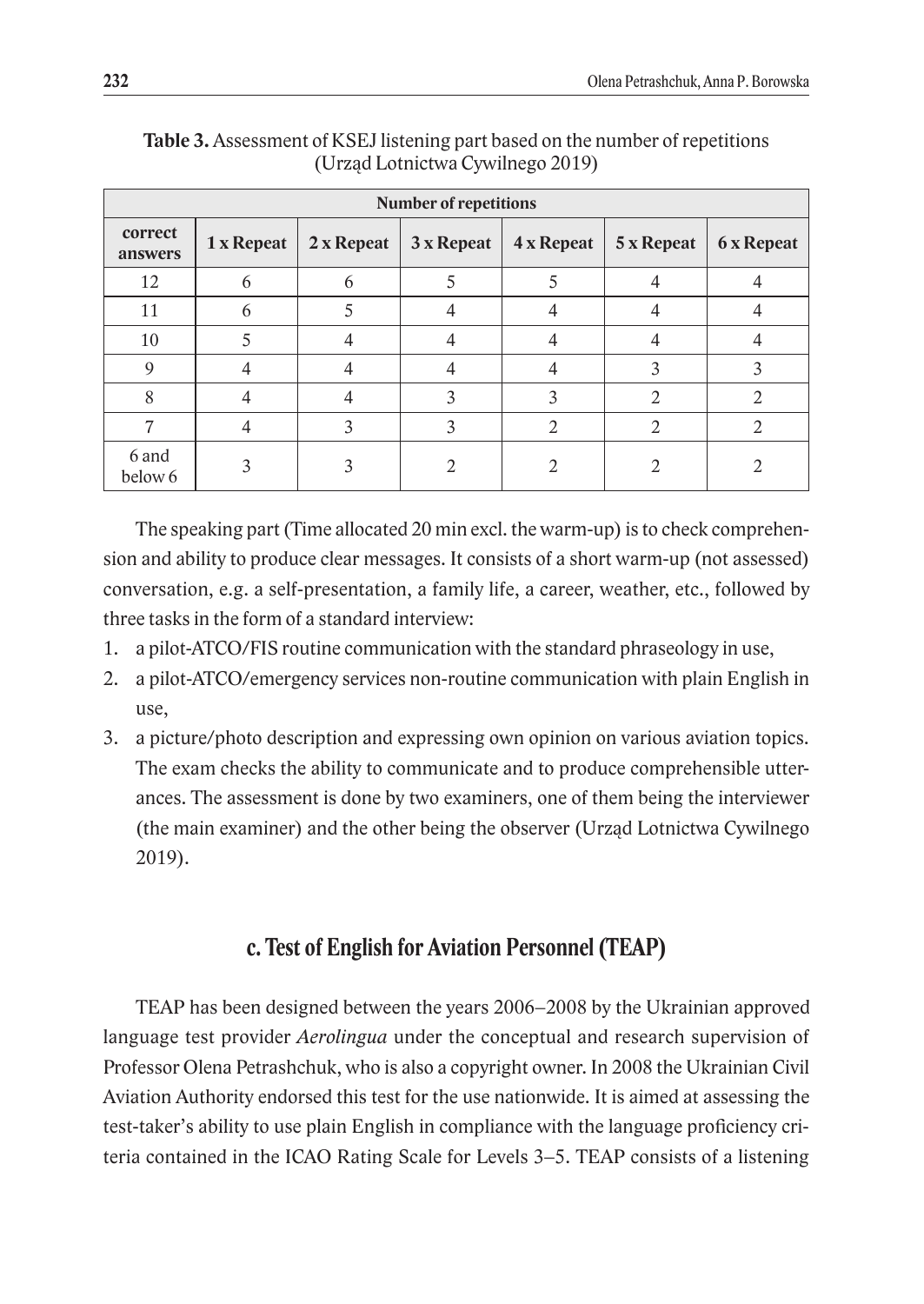**Table 3.** Assessment of KSEJ listening part based on the number of repetitions (Urząd Lotnictwa Cywilnego 2019)

| | Number of repetitions | | | | | |
|---|---|---|---|---|---|---|
| **correct answers** | **1 x Repeat** | **2 x Repeat** | **3 x Repeat** | **4 x Repeat** | **5 x Repeat** | **6 x Repeat** |
| 12 | 6 | 6 | 5 | 5 | 4 | 4 |
| 11 | 6 | 5 | 4 | 4 | 4 | 4 |
| 10 | 5 | 4 | 4 | 4 | 4 | 4 |
| 9 | 4 | 4 | 4 | 4 | 3 | 3 |
| 8 | 4 | 4 | 3 | 3 | 2 | 2 |
| 7 | 4 | 3 | 3 | 2 | 2 | 2 |
| 6 and below 6 | 3 | 3 | 2 | 2 | 2 | 2 |

The speaking part (Time allocated 20 min excl. the warm-up) is to check comprehension and ability to produce clear messages. It consists of a short warm-up (not assessed) conversation, e.g. a self-presentation, a family life, a career, weather, etc., followed by three tasks in the form of a standard interview:

1. a pilot-ATCO/FIS routine communication with the standard phraseology in use,
2. a pilot-ATCO/emergency services non-routine communication with plain English in use,
3. a picture/photo description and expressing own opinion on various aviation topics. The exam checks the ability to communicate and to produce comprehensible utterances. The assessment is done by two examiners, one of them being the interviewer (the main examiner) and the other being the observer (Urząd Lotnictwa Cywilnego 2019).

## c. Test of English for Aviation Personnel (TEAP)

TEAP has been designed between the years 2006–2008 by the Ukrainian approved language test provider *Aerolingua* under the conceptual and research supervision of Professor Olena Petrashchuk, who is also a copyright owner. In 2008 the Ukrainian Civil Aviation Authority endorsed this test for the use nationwide. It is aimed at assessing the test-taker's ability to use plain English in compliance with the language proficiency criteria contained in the ICAO Rating Scale for Levels 3–5. TEAP consists of a listening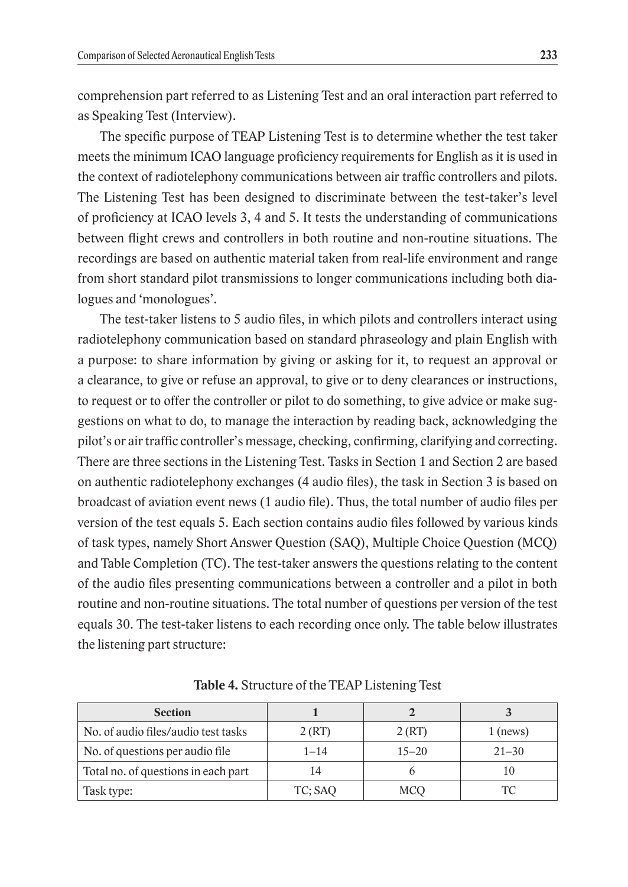comprehension part referred to as Listening Test and an oral interaction part referred to as Speaking Test (Interview).

The specific purpose of TEAP Listening Test is to determine whether the test taker meets the minimum ICAO language proficiency requirements for English as it is used in the context of radiotelephony communications between air traffic controllers and pilots. The Listening Test has been designed to discriminate between the test-taker's level of proficiency at ICAO levels 3, 4 and 5. It tests the understanding of communications between flight crews and controllers in both routine and non-routine situations. The recordings are based on authentic material taken from real-life environment and range from short standard pilot transmissions to longer communications including both dialogues and 'monologues'.

The test-taker listens to 5 audio files, in which pilots and controllers interact using radiotelephony communication based on standard phraseology and plain English with a purpose: to share information by giving or asking for it, to request an approval or a clearance, to give or refuse an approval, to give or to deny clearances or instructions, to request or to offer the controller or pilot to do something, to give advice or make suggestions on what to do, to manage the interaction by reading back, acknowledging the pilot's or air traffic controller's message, checking, confirming, clarifying and correcting. There are three sections in the Listening Test. Tasks in Section 1 and Section 2 are based on authentic radiotelephony exchanges (4 audio files), the task in Section 3 is based on broadcast of aviation event news (1 audio file). Thus, the total number of audio files per version of the test equals 5. Each section contains audio files followed by various kinds of task types, namely Short Answer Question (SAQ), Multiple Choice Question (MCQ) and Table Completion (TC). The test-taker answers the questions relating to the content of the audio files presenting communications between a controller and a pilot in both routine and non-routine situations. The total number of questions per version of the test equals 30. The test-taker listens to each recording once only. The table below illustrates the listening part structure:

**Table 4.** Structure of the TEAP Listening Test

| Section | 1 | 2 | 3 |
|---|---|---|---|
| No. of audio files/audio test tasks | 2 (RT) | 2 (RT) | 1 (news) |
| No. of questions per audio file | 1–14 | 15–20 | 21–30 |
| Total no. of questions in each part | 14 | 6 | 10 |
| Task type: | TC; SAQ | MCQ | TC |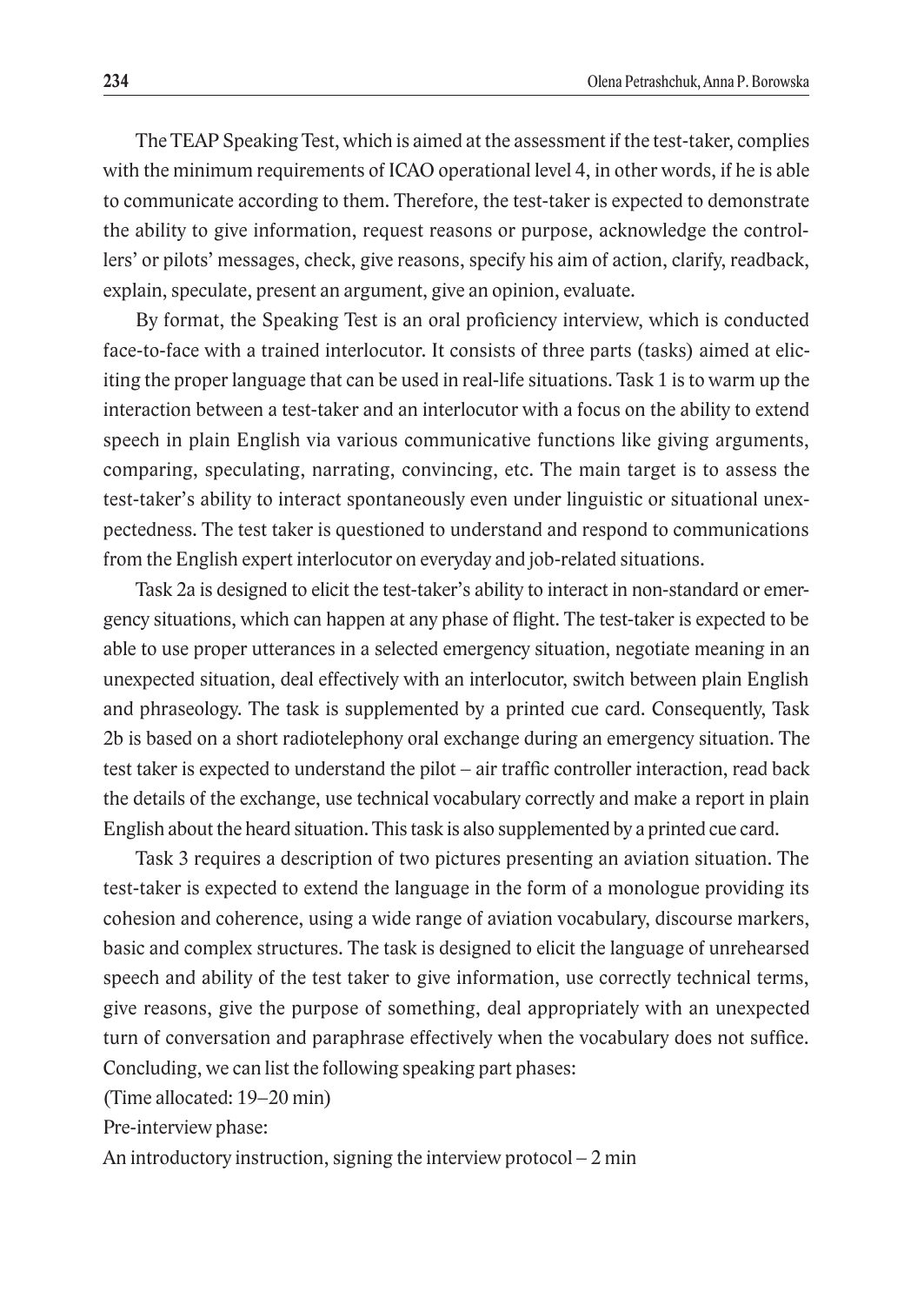The TEAP Speaking Test, which is aimed at the assessment if the test-taker, complies with the minimum requirements of ICAO operational level 4, in other words, if he is able to communicate according to them. Therefore, the test-taker is expected to demonstrate the ability to give information, request reasons or purpose, acknowledge the controllers' or pilots' messages, check, give reasons, specify his aim of action, clarify, readback, explain, speculate, present an argument, give an opinion, evaluate.

By format, the Speaking Test is an oral proficiency interview, which is conducted face-to-face with a trained interlocutor. It consists of three parts (tasks) aimed at eliciting the proper language that can be used in real-life situations. Task 1 is to warm up the interaction between a test-taker and an interlocutor with a focus on the ability to extend speech in plain English via various communicative functions like giving arguments, comparing, speculating, narrating, convincing, etc. The main target is to assess the test-taker's ability to interact spontaneously even under linguistic or situational unexpectedness. The test taker is questioned to understand and respond to communications from the English expert interlocutor on everyday and job-related situations.

Task 2a is designed to elicit the test-taker's ability to interact in non-standard or emergency situations, which can happen at any phase of flight. The test-taker is expected to be able to use proper utterances in a selected emergency situation, negotiate meaning in an unexpected situation, deal effectively with an interlocutor, switch between plain English and phraseology. The task is supplemented by a printed cue card. Consequently, Task 2b is based on a short radiotelephony oral exchange during an emergency situation. The test taker is expected to understand the pilot – air traffic controller interaction, read back the details of the exchange, use technical vocabulary correctly and make a report in plain English about the heard situation. This task is also supplemented by a printed cue card.

Task 3 requires a description of two pictures presenting an aviation situation. The test-taker is expected to extend the language in the form of a monologue providing its cohesion and coherence, using a wide range of aviation vocabulary, discourse markers, basic and complex structures. The task is designed to elicit the language of unrehearsed speech and ability of the test taker to give information, use correctly technical terms, give reasons, give the purpose of something, deal appropriately with an unexpected turn of conversation and paraphrase effectively when the vocabulary does not suffice. Concluding, we can list the following speaking part phases:

(Time allocated: 19–20 min)

Pre-interview phase:

An introductory instruction, signing the interview protocol – 2 min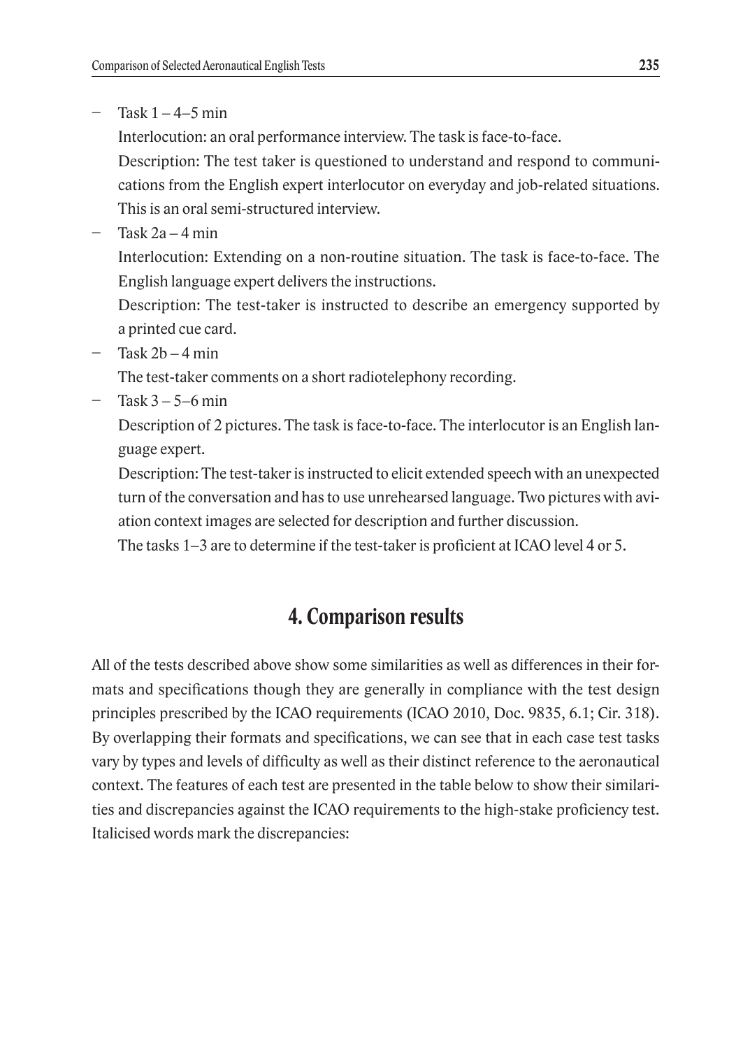- Task 1 – 4–5 min

  Interlocution: an oral performance interview. The task is face-to-face.

  Description: The test taker is questioned to understand and respond to communications from the English expert interlocutor on everyday and job-related situations. This is an oral semi-structured interview.

- Task 2a – 4 min

  Interlocution: Extending on a non-routine situation. The task is face-to-face. The English language expert delivers the instructions.

  Description: The test-taker is instructed to describe an emergency supported by a printed cue card.

- Task 2b – 4 min

  The test-taker comments on a short radiotelephony recording.

- Task 3 – 5–6 min

  Description of 2 pictures. The task is face-to-face. The interlocutor is an English language expert.

  Description: The test-taker is instructed to elicit extended speech with an unexpected turn of the conversation and has to use unrehearsed language. Two pictures with aviation context images are selected for description and further discussion.

  The tasks 1–3 are to determine if the test-taker is proficient at ICAO level 4 or 5.

## 4. Comparison results

All of the tests described above show some similarities as well as differences in their formats and specifications though they are generally in compliance with the test design principles prescribed by the ICAO requirements (ICAO 2010, Doc. 9835, 6.1; Cir. 318). By overlapping their formats and specifications, we can see that in each case test tasks vary by types and levels of difficulty as well as their distinct reference to the aeronautical context. The features of each test are presented in the table below to show their similarities and discrepancies against the ICAO requirements to the high-stake proficiency test. Italicised words mark the discrepancies: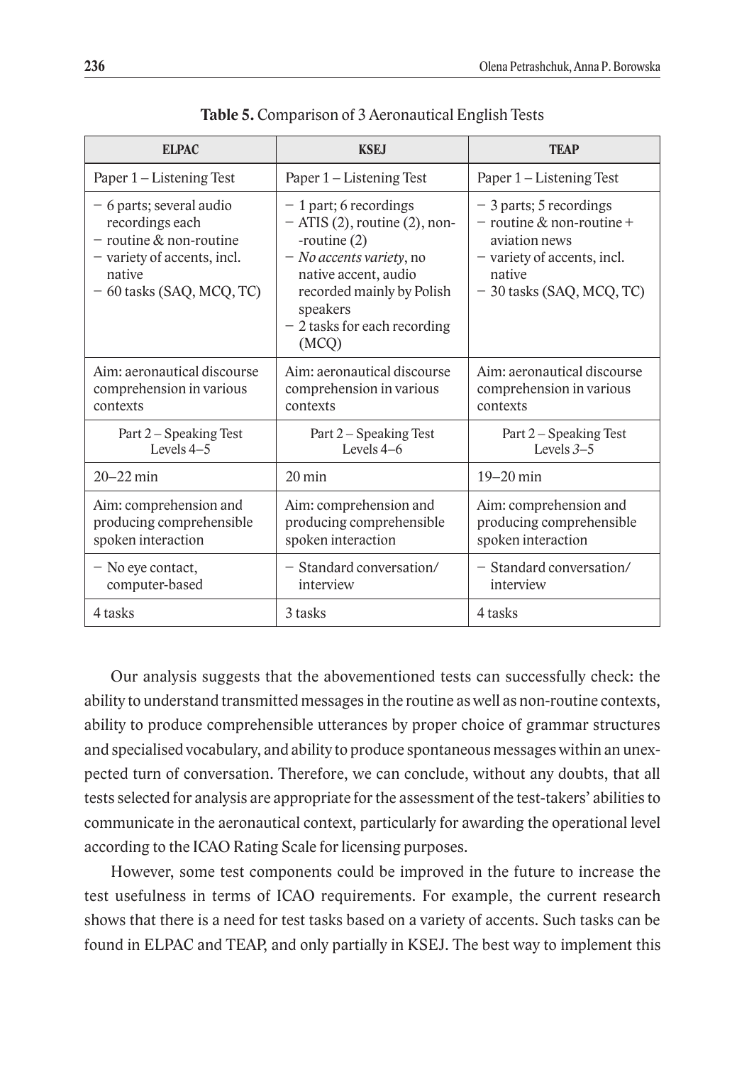**Table 5.** Comparison of 3 Aeronautical English Tests

| ELPAC | KSEJ | TEAP |
|---|---|---|
| Paper 1 – Listening Test | Paper 1 – Listening Test | Paper 1 – Listening Test |
| − 6 parts; several audio recordings each<br>− routine & non-routine<br>− variety of accents, incl. native<br>− 60 tasks (SAQ, MCQ, TC) | − 1 part; 6 recordings<br>− ATIS (2), routine (2), non--routine (2)<br>− *No accents variety*, no native accent, audio recorded mainly by Polish speakers<br>− 2 tasks for each recording (MCQ) | − 3 parts; 5 recordings<br>− routine & non-routine + aviation news<br>− variety of accents, incl. native<br>− 30 tasks (SAQ, MCQ, TC) |
| Aim: aeronautical discourse comprehension in various contexts | Aim: aeronautical discourse comprehension in various contexts | Aim: aeronautical discourse comprehension in various contexts |
| Part 2 – Speaking Test<br>Levels 4–5 | Part 2 – Speaking Test<br>Levels 4–6 | Part 2 – Speaking Test<br>Levels *3*–5 |
| 20–22 min | 20 min | 19–20 min |
| Aim: comprehension and producing comprehensible spoken interaction | Aim: comprehension and producing comprehensible spoken interaction | Aim: comprehension and producing comprehensible spoken interaction |
| − No eye contact, computer-based | − Standard conversation/ interview | − Standard conversation/ interview |
| 4 tasks | 3 tasks | 4 tasks |

Our analysis suggests that the abovementioned tests can successfully check: the ability to understand transmitted messages in the routine as well as non-routine contexts, ability to produce comprehensible utterances by proper choice of grammar structures and specialised vocabulary, and ability to produce spontaneous messages within an unexpected turn of conversation. Therefore, we can conclude, without any doubts, that all tests selected for analysis are appropriate for the assessment of the test-takers' abilities to communicate in the aeronautical context, particularly for awarding the operational level according to the ICAO Rating Scale for licensing purposes.

However, some test components could be improved in the future to increase the test usefulness in terms of ICAO requirements. For example, the current research shows that there is a need for test tasks based on a variety of accents. Such tasks can be found in ELPAC and TEAP, and only partially in KSEJ. The best way to implement this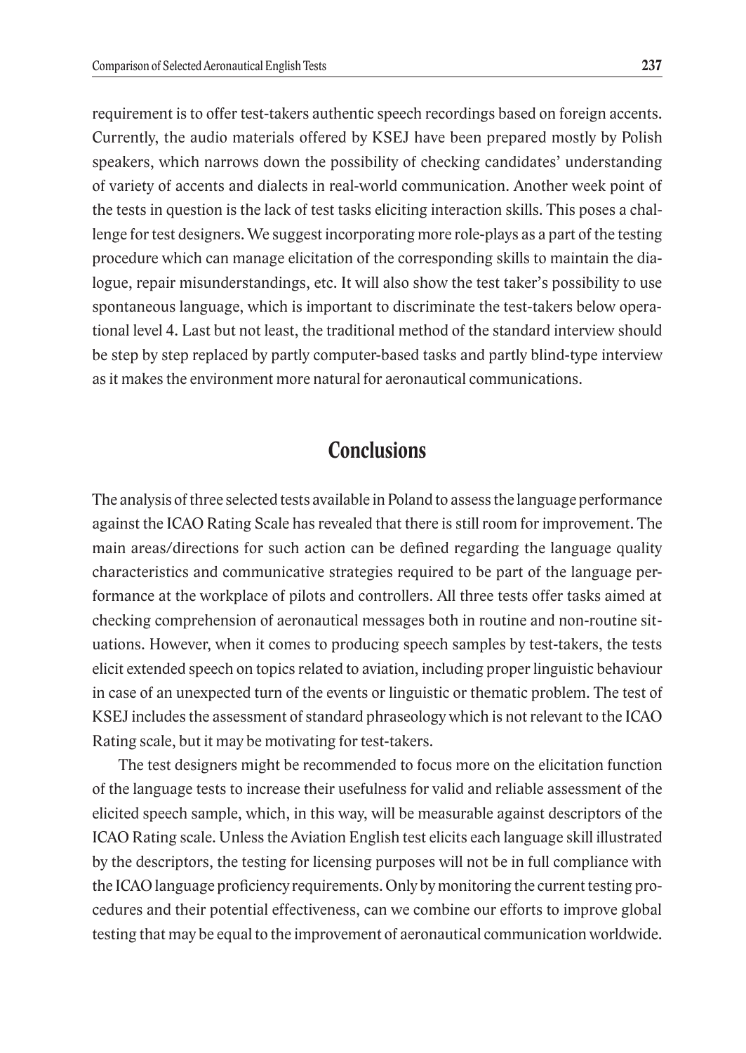requirement is to offer test-takers authentic speech recordings based on foreign accents. Currently, the audio materials offered by KSEJ have been prepared mostly by Polish speakers, which narrows down the possibility of checking candidates' understanding of variety of accents and dialects in real-world communication. Another week point of the tests in question is the lack of test tasks eliciting interaction skills. This poses a challenge for test designers. We suggest incorporating more role-plays as a part of the testing procedure which can manage elicitation of the corresponding skills to maintain the dialogue, repair misunderstandings, etc. It will also show the test taker's possibility to use spontaneous language, which is important to discriminate the test-takers below operational level 4. Last but not least, the traditional method of the standard interview should be step by step replaced by partly computer-based tasks and partly blind-type interview as it makes the environment more natural for aeronautical communications.

## Conclusions

The analysis of three selected tests available in Poland to assess the language performance against the ICAO Rating Scale has revealed that there is still room for improvement. The main areas/directions for such action can be defined regarding the language quality characteristics and communicative strategies required to be part of the language performance at the workplace of pilots and controllers. All three tests offer tasks aimed at checking comprehension of aeronautical messages both in routine and non-routine situations. However, when it comes to producing speech samples by test-takers, the tests elicit extended speech on topics related to aviation, including proper linguistic behaviour in case of an unexpected turn of the events or linguistic or thematic problem. The test of KSEJ includes the assessment of standard phraseology which is not relevant to the ICAO Rating scale, but it may be motivating for test-takers.

The test designers might be recommended to focus more on the elicitation function of the language tests to increase their usefulness for valid and reliable assessment of the elicited speech sample, which, in this way, will be measurable against descriptors of the ICAO Rating scale. Unless the Aviation English test elicits each language skill illustrated by the descriptors, the testing for licensing purposes will not be in full compliance with the ICAO language proficiency requirements. Only by monitoring the current testing procedures and their potential effectiveness, can we combine our efforts to improve global testing that may be equal to the improvement of aeronautical communication worldwide.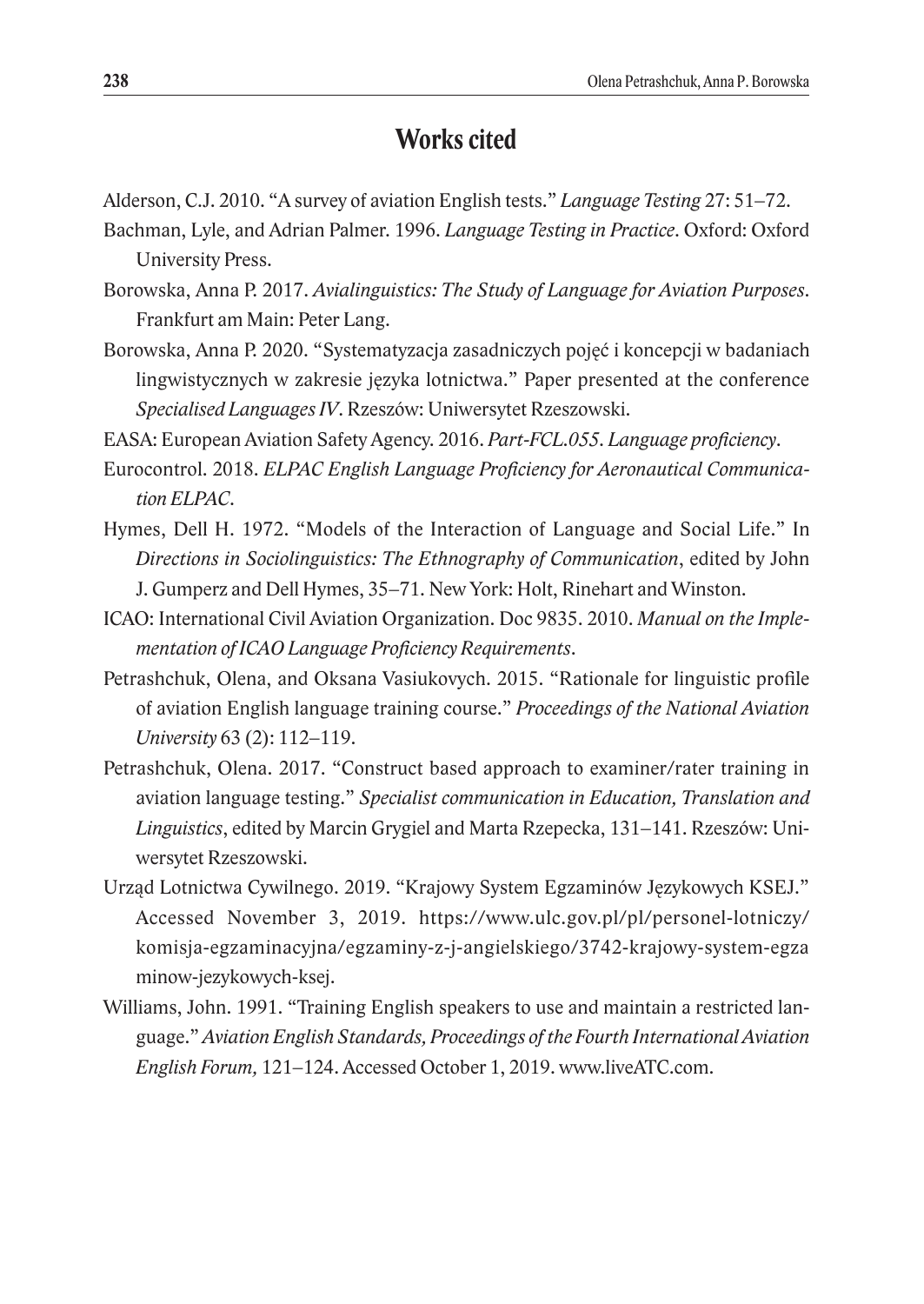## Works cited

Alderson, C.J. 2010. "A survey of aviation English tests." *Language Testing* 27: 51–72.

Bachman, Lyle, and Adrian Palmer. 1996. *Language Testing in Practice*. Oxford: Oxford University Press.

Borowska, Anna P. 2017. *Avialinguistics: The Study of Language for Aviation Purposes*. Frankfurt am Main: Peter Lang.

Borowska, Anna P. 2020. "Systematyzacja zasadniczych pojęć i koncepcji w badaniach lingwistycznych w zakresie języka lotnictwa." Paper presented at the conference *Specialised Languages IV*. Rzeszów: Uniwersytet Rzeszowski.

EASA: European Aviation Safety Agency. 2016. *Part-FCL.055. Language proficiency*.

Eurocontrol. 2018. *ELPAC English Language Proficiency for Aeronautical Communication ELPAC*.

Hymes, Dell H. 1972. "Models of the Interaction of Language and Social Life." In *Directions in Sociolinguistics: The Ethnography of Communication*, edited by John J. Gumperz and Dell Hymes, 35–71. New York: Holt, Rinehart and Winston.

ICAO: International Civil Aviation Organization. Doc 9835. 2010. *Manual on the Implementation of ICAO Language Proficiency Requirements*.

Petrashchuk, Olena, and Oksana Vasiukovych. 2015. "Rationale for linguistic profile of aviation English language training course." *Proceedings of the National Aviation University* 63 (2): 112–119.

Petrashchuk, Olena. 2017. "Construct based approach to examiner/rater training in aviation language testing." *Specialist communication in Education, Translation and Linguistics*, edited by Marcin Grygiel and Marta Rzepecka, 131–141. Rzeszów: Uniwersytet Rzeszowski.

Urząd Lotnictwa Cywilnego. 2019. "Krajowy System Egzaminów Językowych KSEJ." Accessed November 3, 2019. https://www.ulc.gov.pl/pl/personel-lotniczy/komisja-egzaminacyjna/egzaminy-z-j-angielskiego/3742-krajowy-system-egzaminow-jezykowych-ksej.

Williams, John. 1991. "Training English speakers to use and maintain a restricted language." *Aviation English Standards, Proceedings of the Fourth International Aviation English Forum,* 121–124. Accessed October 1, 2019. www.liveATC.com.